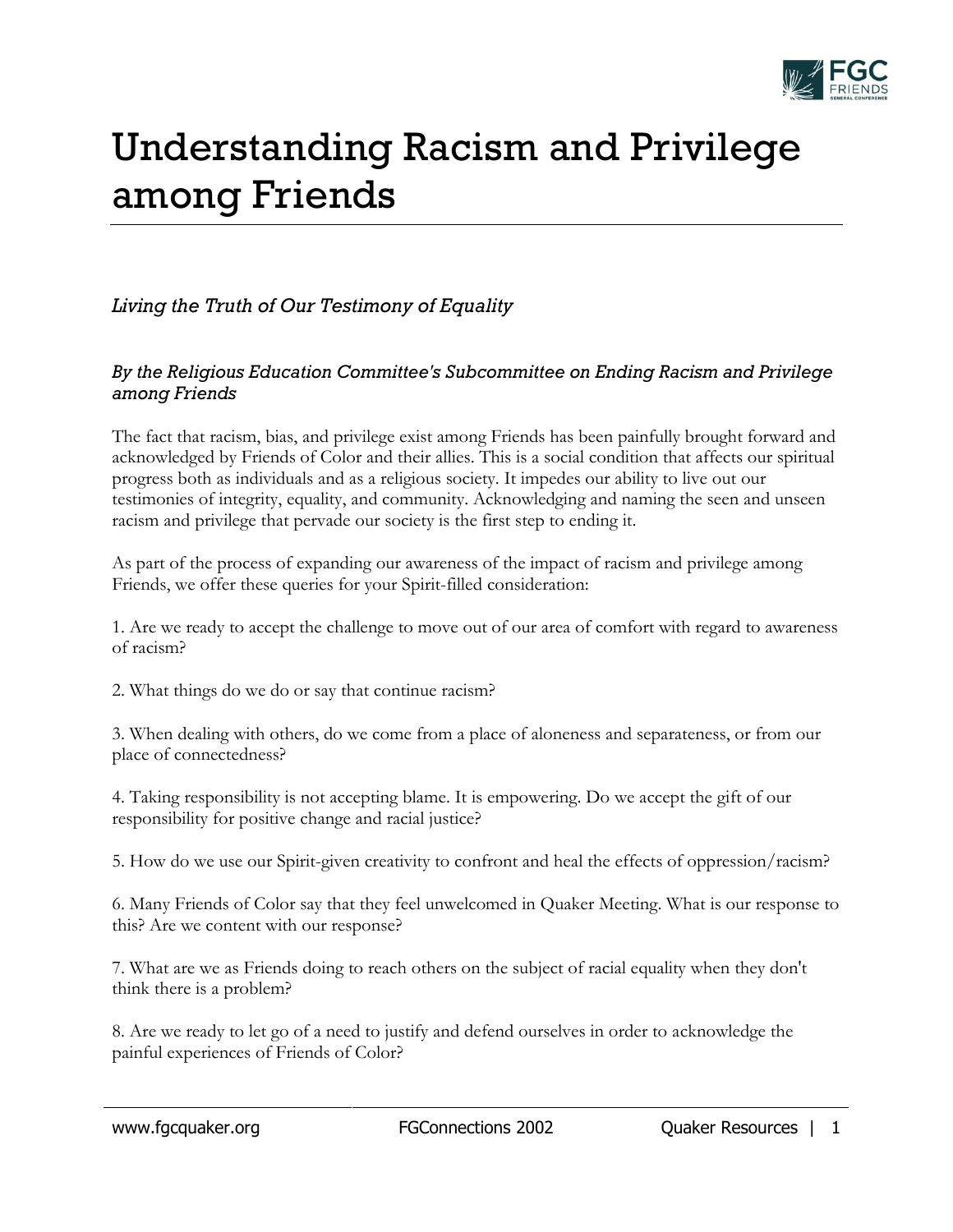# Understanding Racism and Privilege among Friends

*Living the Truth of Our Testimony of Equality*

*By the Religious Education Committee's Subcommittee on Ending Racism and Privilege among Friends*

The fact that racism, bias, and privilege exist among Friends has been painfully brought forward and acknowledged by Friends of Color and their allies. This is a social condition that affects our spiritual progress both as individuals and as a religious society. It impedes our ability to live out our testimonies of integrity, equality, and community. Acknowledging and naming the seen and unseen racism and privilege that pervade our society is the first step to ending it.

As part of the process of expanding our awareness of the impact of racism and privilege among Friends, we offer these queries for your Spirit-filled consideration:

1. Are we ready to accept the challenge to move out of our area of comfort with regard to awareness of racism?

2. What things do we do or say that continue racism?

3. When dealing with others, do we come from a place of aloneness and separateness, or from our place of connectedness?

4. Taking responsibility is not accepting blame. It is empowering. Do we accept the gift of our responsibility for positive change and racial justice?

5. How do we use our Spirit-given creativity to confront and heal the effects of oppression/racism?

6. Many Friends of Color say that they feel unwelcomed in Quaker Meeting. What is our response to this? Are we content with our response?

7. What are we as Friends doing to reach others on the subject of racial equality when they don't think there is a problem?

8. Are we ready to let go of a need to justify and defend ourselves in order to acknowledge the painful experiences of Friends of Color?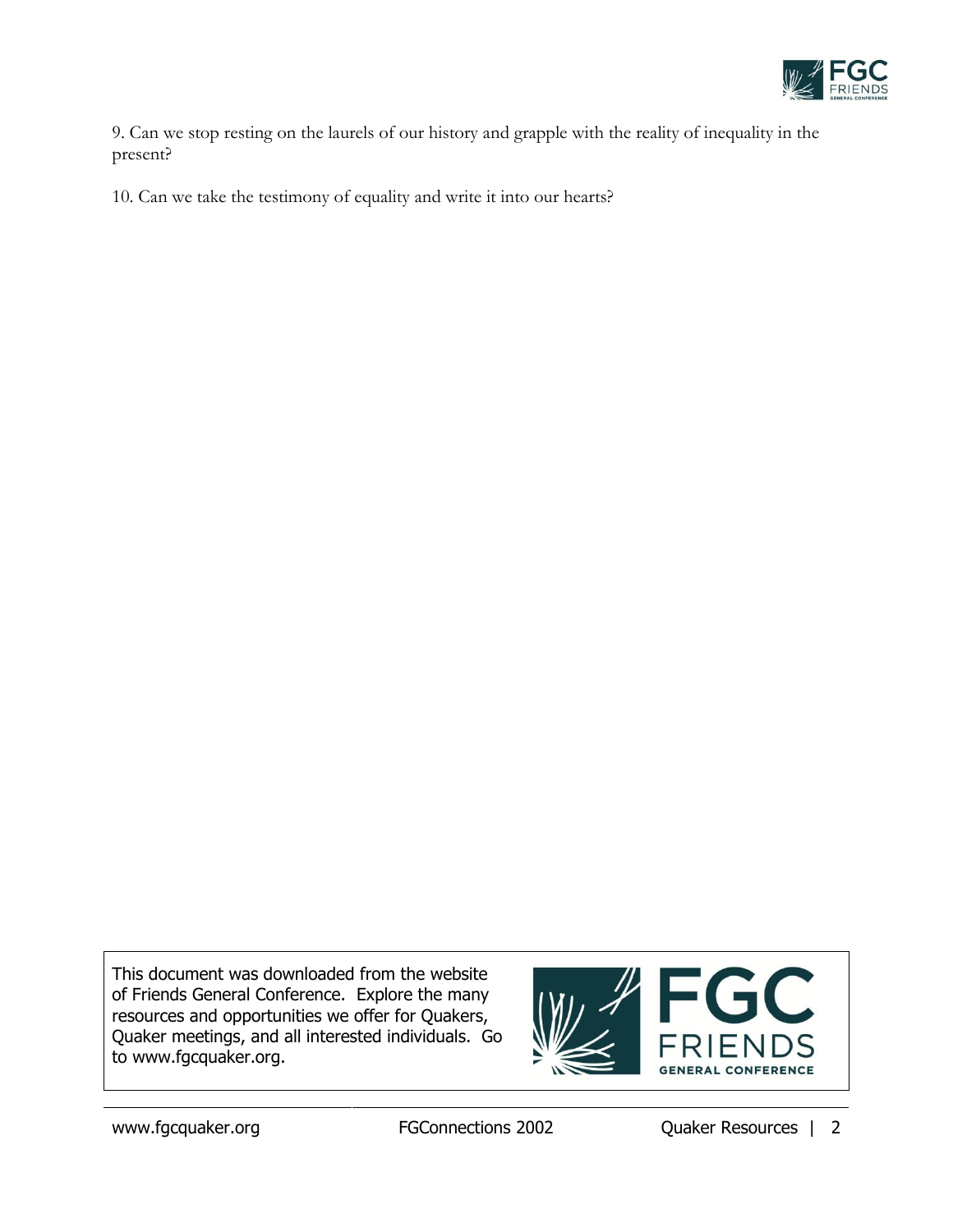9. Can we stop resting on the laurels of our history and grapple with the reality of inequality in the present?

10. Can we take the testimony of equality and write it into our hearts?

This document was downloaded from the website of Friends General Conference. Explore the many resources and opportunities we offer for Quakers, Quaker meetings, and all interested individuals. Go to www.fgcquaker.org.